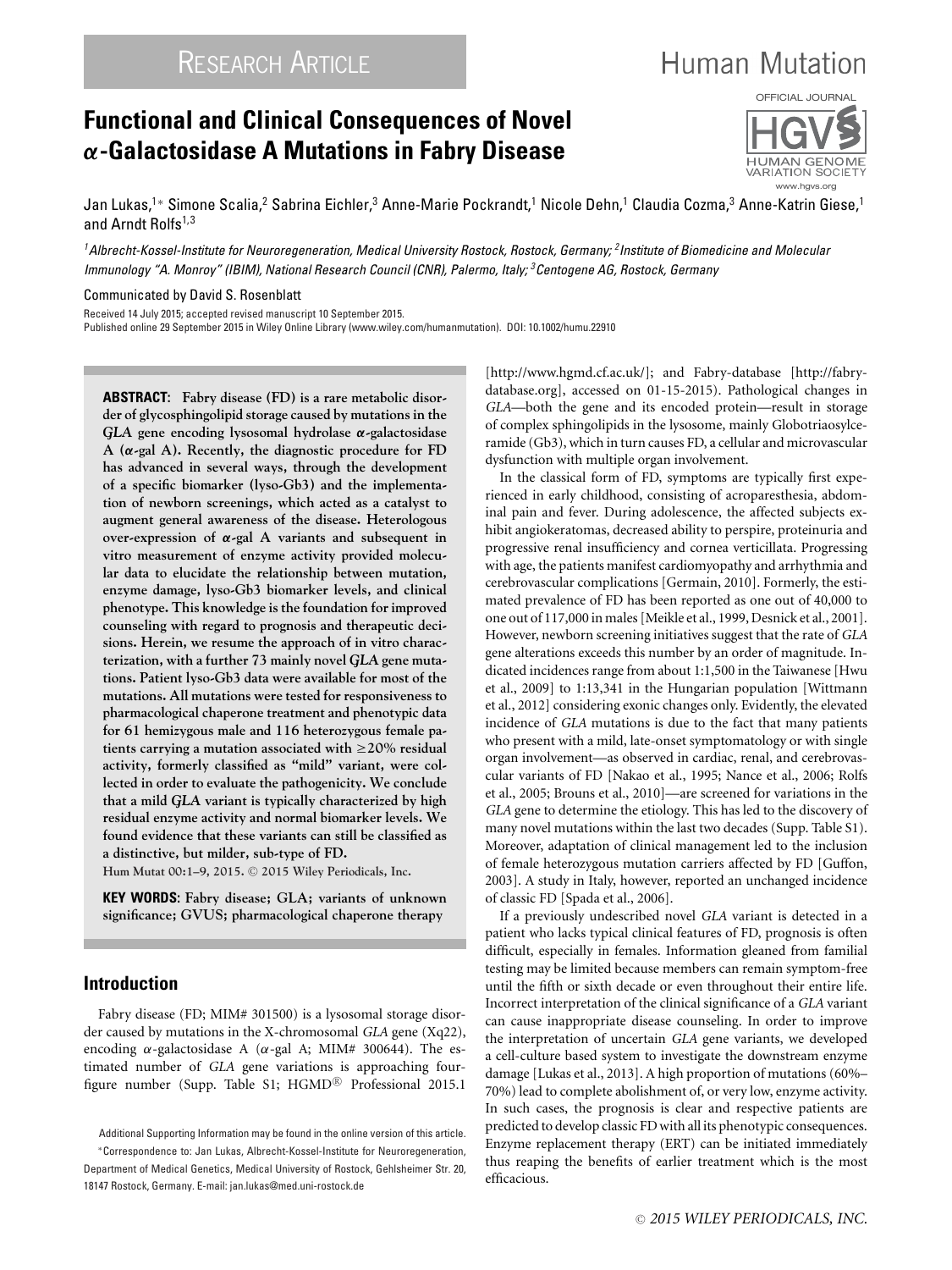Research Article

# Functional and Clinical Consequences of Novel α-Galactosidase A Mutations in Fabry Disease

Jan Lukas,[1]* Simone Scalia,[2] Sabrina Eichler,[3] Anne-Marie Pockrandt,[1] Nicole Dehn,[1] Claudia Cozma,[3] Anne-Katrin Giese,[1] and Arndt Rolfs[1,3]

[1]*Albrecht-Kossel-Institute for Neuroregeneration, Medical University Rostock, Rostock, Germany;* [2]*Institute of Biomedicine and Molecular Immunology "A. Monroy" (IBIM), National Research Council (CNR), Palermo, Italy;* [3]*Centogene AG, Rostock, Germany*

Communicated by David S. Rosenblatt

Received 14 July 2015; accepted revised manuscript 10 September 2015.
Published online 29 September 2015 in Wiley Online Library (www.wiley.com/humanmutation). DOI: 10.1002/humu.22910

**ABSTRACT: Fabry disease (FD) is a rare metabolic disorder of glycosphingolipid storage caused by mutations in the *GLA* gene encoding lysosomal hydrolase α-galactosidase A (α-gal A). Recently, the diagnostic procedure for FD has advanced in several ways, through the development of a specific biomarker (lyso-Gb3) and the implementation of newborn screenings, which acted as a catalyst to augment general awareness of the disease. Heterologous over-expression of α-gal A variants and subsequent in vitro measurement of enzyme activity provided molecular data to elucidate the relationship between mutation, enzyme damage, lyso-Gb3 biomarker levels, and clinical phenotype. This knowledge is the foundation for improved counseling with regard to prognosis and therapeutic decisions. Herein, we resume the approach of in vitro characterization, with a further 73 mainly novel *GLA* gene mutations. Patient lyso-Gb3 data were available for most of the mutations. All mutations were tested for responsiveness to pharmacological chaperone treatment and phenotypic data for 61 hemizygous male and 116 heterozygous female patients carrying a mutation associated with ≥20% residual activity, formerly classified as "mild" variant, were collected in order to evaluate the pathogenicity. We conclude that a mild *GLA* variant is typically characterized by high residual enzyme activity and normal biomarker levels. We found evidence that these variants can still be classified as a distinctive, but milder, sub-type of FD.**

Hum Mutat 00:1–9, 2015. © 2015 Wiley Periodicals, Inc.

**KEY WORDS**: **Fabry disease; GLA; variants of unknown significance; GVUS; pharmacological chaperone therapy**

## Introduction

Fabry disease (FD; MIM# 301500) is a lysosomal storage disorder caused by mutations in the X-chromosomal *GLA* gene (Xq22), encoding α-galactosidase A (α-gal A; MIM# 300644). The estimated number of *GLA* gene variations is approaching four-figure number (Supp. Table S1; HGMD® Professional 2015.1 [http://www.hgmd.cf.ac.uk/]; and Fabry-database [http://fabry-database.org], accessed on 01-15-2015). Pathological changes in *GLA*—both the gene and its encoded protein—result in storage of complex sphingolipids in the lysosome, mainly Globotriaosylceramide (Gb3), which in turn causes FD, a cellular and microvascular dysfunction with multiple organ involvement.

In the classical form of FD, symptoms are typically first experienced in early childhood, consisting of acroparesthesia, abdominal pain and fever. During adolescence, the affected subjects exhibit angiokeratomas, decreased ability to perspire, proteinuria and progressive renal insufficiency and cornea verticillata. Progressing with age, the patients manifest cardiomyopathy and arrhythmia and cerebrovascular complications [Germain, 2010]. Formerly, the estimated prevalence of FD has been reported as one out of 40,000 to one out of 117,000 in males [Meikle et al., 1999, Desnick et al., 2001]. However, newborn screening initiatives suggest that the rate of *GLA* gene alterations exceeds this number by an order of magnitude. Indicated incidences range from about 1:1,500 in the Taiwanese [Hwu et al., 2009] to 1:13,341 in the Hungarian population [Wittmann et al., 2012] considering exonic changes only. Evidently, the elevated incidence of *GLA* mutations is due to the fact that many patients who present with a mild, late-onset symptomatology or with single organ involvement—as observed in cardiac, renal, and cerebrovascular variants of FD [Nakao et al., 1995; Nance et al., 2006; Rolfs et al., 2005; Brouns et al., 2010]—are screened for variations in the *GLA* gene to determine the etiology. This has led to the discovery of many novel mutations within the last two decades (Supp. Table S1). Moreover, adaptation of clinical management led to the inclusion of female heterozygous mutation carriers affected by FD [Guffon, 2003]. A study in Italy, however, reported an unchanged incidence of classic FD [Spada et al., 2006].

If a previously undescribed novel *GLA* variant is detected in a patient who lacks typical clinical features of FD, prognosis is often difficult, especially in females. Information gleaned from familial testing may be limited because members can remain symptom-free until the fifth or sixth decade or even throughout their entire life. Incorrect interpretation of the clinical significance of a *GLA* variant can cause inappropriate disease counseling. In order to improve the interpretation of uncertain *GLA* gene variants, we developed a cell-culture based system to investigate the downstream enzyme damage [Lukas et al., 2013]. A high proportion of mutations (60%–70%) lead to complete abolishment of, or very low, enzyme activity. In such cases, the prognosis is clear and respective patients are predicted to develop classic FD with all its phenotypic consequences. Enzyme replacement therapy (ERT) can be initiated immediately thus reaping the benefits of earlier treatment which is the most efficacious.

Additional Supporting Information may be found in the online version of this article.

*Correspondence to: Jan Lukas, Albrecht-Kossel-Institute for Neuroregeneration, Department of Medical Genetics, Medical University of Rostock, Gehlsheimer Str. 20, 18147 Rostock, Germany. E-mail: jan.lukas@med.uni-rostock.de

© 2015 WILEY PERIODICALS, INC.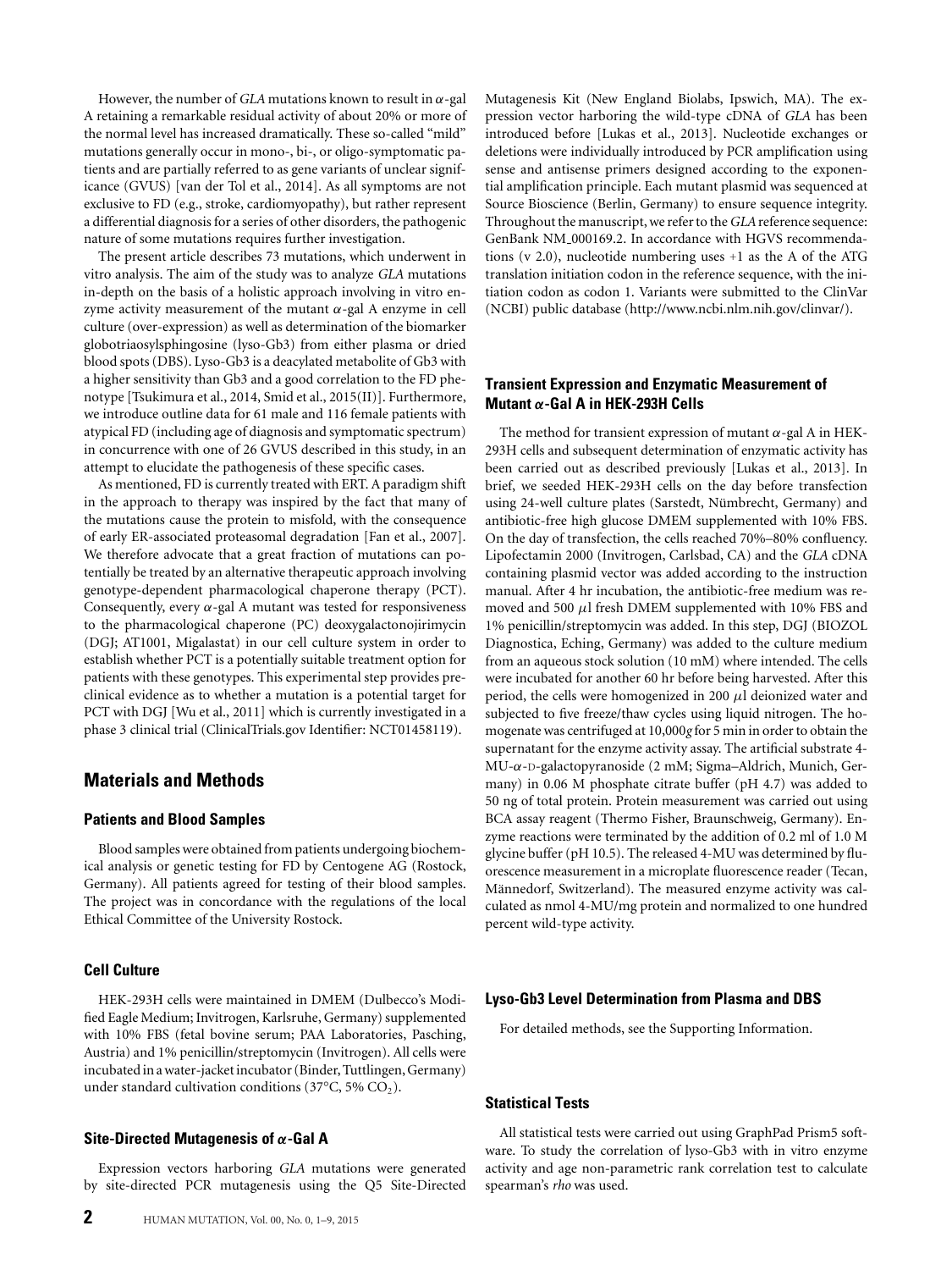However, the number of *GLA* mutations known to result in $\alpha$-gal A retaining a remarkable residual activity of about 20% or more of the normal level has increased dramatically. These so-called "mild" mutations generally occur in mono-, bi-, or oligo-symptomatic patients and are partially referred to as gene variants of unclear significance (GVUS) [van der Tol et al., 2014]. As all symptoms are not exclusive to FD (e.g., stroke, cardiomyopathy), but rather represent a differential diagnosis for a series of other disorders, the pathogenic nature of some mutations requires further investigation.

The present article describes 73 mutations, which underwent in vitro analysis. The aim of the study was to analyze *GLA* mutations in-depth on the basis of a holistic approach involving in vitro enzyme activity measurement of the mutant $\alpha$-gal A enzyme in cell culture (over-expression) as well as determination of the biomarker globotriaosylsphingosine (lyso-Gb3) from either plasma or dried blood spots (DBS). Lyso-Gb3 is a deacylated metabolite of Gb3 with a higher sensitivity than Gb3 and a good correlation to the FD phenotype [Tsukimura et al., 2014, Smid et al., 2015(II)]. Furthermore, we introduce outline data for 61 male and 116 female patients with atypical FD (including age of diagnosis and symptomatic spectrum) in concurrence with one of 26 GVUS described in this study, in an attempt to elucidate the pathogenesis of these specific cases.

As mentioned, FD is currently treated with ERT. A paradigm shift in the approach to therapy was inspired by the fact that many of the mutations cause the protein to misfold, with the consequence of early ER-associated proteasomal degradation [Fan et al., 2007]. We therefore advocate that a great fraction of mutations can potentially be treated by an alternative therapeutic approach involving genotype-dependent pharmacological chaperone therapy (PCT). Consequently, every $\alpha$-gal A mutant was tested for responsiveness to the pharmacological chaperone (PC) deoxygalactonojirimycin (DGJ; AT1001, Migalastat) in our cell culture system in order to establish whether PCT is a potentially suitable treatment option for patients with these genotypes. This experimental step provides preclinical evidence as to whether a mutation is a potential target for PCT with DGJ [Wu et al., 2011] which is currently investigated in a phase 3 clinical trial (ClinicalTrials.gov Identifier: NCT01458119).

## Materials and Methods

### Patients and Blood Samples

Blood samples were obtained from patients undergoing biochemical analysis or genetic testing for FD by Centogene AG (Rostock, Germany). All patients agreed for testing of their blood samples. The project was in concordance with the regulations of the local Ethical Committee of the University Rostock.

### Cell Culture

HEK-293H cells were maintained in DMEM (Dulbecco's Modified Eagle Medium; Invitrogen, Karlsruhe, Germany) supplemented with 10% FBS (fetal bovine serum; PAA Laboratories, Pasching, Austria) and 1% penicillin/streptomycin (Invitrogen). All cells were incubated in a water-jacket incubator (Binder, Tuttlingen, Germany) under standard cultivation conditions (37°C, 5% $CO_2$).

### Site-Directed Mutagenesis of $\alpha$-Gal A

Expression vectors harboring *GLA* mutations were generated by site-directed PCR mutagenesis using the Q5 Site-Directed Mutagenesis Kit (New England Biolabs, Ipswich, MA). The expression vector harboring the wild-type cDNA of *GLA* has been introduced before [Lukas et al., 2013]. Nucleotide exchanges or deletions were individually introduced by PCR amplification using sense and antisense primers designed according to the exponential amplification principle. Each mutant plasmid was sequenced at Source Bioscience (Berlin, Germany) to ensure sequence integrity. Throughout the manuscript, we refer to the *GLA* reference sequence: GenBank NM_000169.2. In accordance with HGVS recommendations (v 2.0), nucleotide numbering uses +1 as the A of the ATG translation initiation codon in the reference sequence, with the initiation codon as codon 1. Variants were submitted to the ClinVar (NCBI) public database (http://www.ncbi.nlm.nih.gov/clinvar/).

### Transient Expression and Enzymatic Measurement of Mutant $\alpha$-Gal A in HEK-293H Cells

The method for transient expression of mutant $\alpha$-gal A in HEK-293H cells and subsequent determination of enzymatic activity has been carried out as described previously [Lukas et al., 2013]. In brief, we seeded HEK-293H cells on the day before transfection using 24-well culture plates (Sarstedt, Nümbrecht, Germany) and antibiotic-free high glucose DMEM supplemented with 10% FBS. On the day of transfection, the cells reached 70%–80% confluency. Lipofectamin 2000 (Invitrogen, Carlsbad, CA) and the *GLA* cDNA containing plasmid vector was added according to the instruction manual. After 4 hr incubation, the antibiotic-free medium was removed and 500 $\mu$l fresh DMEM supplemented with 10% FBS and 1% penicillin/streptomycin was added. In this step, DGJ (BIOZOL Diagnostica, Eching, Germany) was added to the culture medium from an aqueous stock solution (10 mM) where intended. The cells were incubated for another 60 hr before being harvested. After this period, the cells were homogenized in 200 $\mu$l deionized water and subjected to five freeze/thaw cycles using liquid nitrogen. The homogenate was centrifuged at 10,000*g* for 5 min in order to obtain the supernatant for the enzyme activity assay. The artificial substrate 4-MU-$\alpha$-D-galactopyranoside (2 mM; Sigma–Aldrich, Munich, Germany) in 0.06 M phosphate citrate buffer (pH 4.7) was added to 50 ng of total protein. Protein measurement was carried out using BCA assay reagent (Thermo Fisher, Braunschweig, Germany). Enzyme reactions were terminated by the addition of 0.2 ml of 1.0 M glycine buffer (pH 10.5). The released 4-MU was determined by fluorescence measurement in a microplate fluorescence reader (Tecan, Männedorf, Switzerland). The measured enzyme activity was calculated as nmol 4-MU/mg protein and normalized to one hundred percent wild-type activity.

### Lyso-Gb3 Level Determination from Plasma and DBS

For detailed methods, see the Supporting Information.

### Statistical Tests

All statistical tests were carried out using GraphPad Prism5 software. To study the correlation of lyso-Gb3 with in vitro enzyme activity and age non-parametric rank correlation test to calculate spearman's *rho* was used.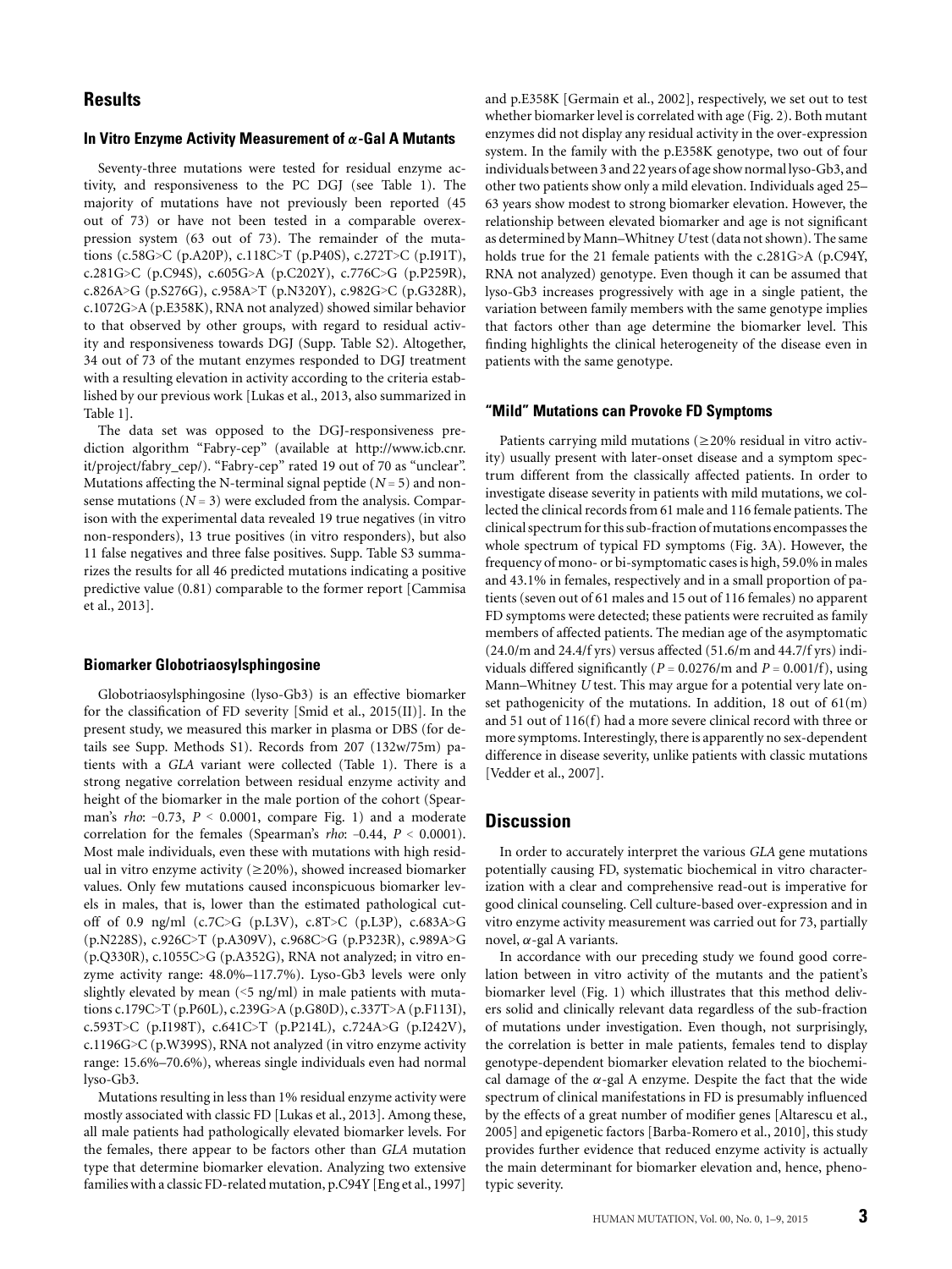## Results

### In Vitro Enzyme Activity Measurement of $\alpha$-Gal A Mutants

Seventy-three mutations were tested for residual enzyme activity, and responsiveness to the PC DGJ (see Table 1). The majority of mutations have not previously been reported (45 out of 73) or have not been tested in a comparable overexpression system (63 out of 73). The remainder of the mutations (c.58G>C (p.A20P), c.118C>T (p.P40S), c.272T>C (p.I91T), c.281G>C (p.C94S), c.605G>A (p.C202Y), c.776C>G (p.P259R), c.826A>G (p.S276G), c.958A>T (p.N320Y), c.982G>C (p.G328R), c.1072G>A (p.E358K), RNA not analyzed) showed similar behavior to that observed by other groups, with regard to residual activity and responsiveness towards DGJ (Supp. Table S2). Altogether, 34 out of 73 of the mutant enzymes responded to DGJ treatment with a resulting elevation in activity according to the criteria established by our previous work [Lukas et al., 2013, also summarized in Table 1].

The data set was opposed to the DGJ-responsiveness prediction algorithm "Fabry-cep" (available at http://www.icb.cnr.it/project/fabry_cep/). "Fabry-cep" rated 19 out of 70 as "unclear". Mutations affecting the N-terminal signal peptide ($N = 5$) and nonsense mutations ($N = 3$) were excluded from the analysis. Comparison with the experimental data revealed 19 true negatives (in vitro non-responders), 13 true positives (in vitro responders), but also 11 false negatives and three false positives. Supp. Table S3 summarizes the results for all 46 predicted mutations indicating a positive predictive value (0.81) comparable to the former report [Cammisa et al., 2013].

### Biomarker Globotriaosylsphingosine

Globotriaosylsphingosine (lyso-Gb3) is an effective biomarker for the classification of FD severity [Smid et al., 2015(II)]. In the present study, we measured this marker in plasma or DBS (for details see Supp. Methods S1). Records from 207 (132w/75m) patients with a *GLA* variant were collected (Table 1). There is a strong negative correlation between residual enzyme activity and height of the biomarker in the male portion of the cohort (Spearman's *rho*: −0.73, $P < 0.0001$, compare Fig. 1) and a moderate correlation for the females (Spearman's *rho*: −0.44, $P < 0.0001$). Most male individuals, even these with mutations with high residual in vitro enzyme activity (≥20%), showed increased biomarker values. Only few mutations caused inconspicuous biomarker levels in males, that is, lower than the estimated pathological cutoff of 0.9 ng/ml (c.7C>G (p.L3V), c.8T>C (p.L3P), c.683A>G (p.N228S), c.926C>T (p.A309V), c.968C>G (p.P323R), c.989A>G (p.Q330R), c.1055C>G (p.A352G), RNA not analyzed; in vitro enzyme activity range: 48.0%–117.7%). Lyso-Gb3 levels were only slightly elevated by mean (<5 ng/ml) in male patients with mutations c.179C>T (p.P60L), c.239G>A (p.G80D), c.337T>A (p.F113I), c.593T>C (p.I198T), c.641C>T (p.P214L), c.724A>G (p.I242V), c.1196G>C (p.W399S), RNA not analyzed (in vitro enzyme activity range: 15.6%–70.6%), whereas single individuals even had normal lyso-Gb3.

Mutations resulting in less than 1% residual enzyme activity were mostly associated with classic FD [Lukas et al., 2013]. Among these, all male patients had pathologically elevated biomarker levels. For the females, there appear to be factors other than *GLA* mutation type that determine biomarker elevation. Analyzing two extensive families with a classic FD-related mutation, p.C94Y [Eng et al., 1997] and p.E358K [Germain et al., 2002], respectively, we set out to test whether biomarker level is correlated with age (Fig. 2). Both mutant enzymes did not display any residual activity in the over-expression system. In the family with the p.E358K genotype, two out of four individuals between 3 and 22 years of age show normal lyso-Gb3, and other two patients show only a mild elevation. Individuals aged 25–63 years show modest to strong biomarker elevation. However, the relationship between elevated biomarker and age is not significant as determined by Mann–Whitney *U* test (data not shown). The same holds true for the 21 female patients with the c.281G>A (p.C94Y, RNA not analyzed) genotype. Even though it can be assumed that lyso-Gb3 increases progressively with age in a single patient, the variation between family members with the same genotype implies that factors other than age determine the biomarker level. This finding highlights the clinical heterogeneity of the disease even in patients with the same genotype.

### "Mild" Mutations can Provoke FD Symptoms

Patients carrying mild mutations (≥20% residual in vitro activity) usually present with later-onset disease and a symptom spectrum different from the classically affected patients. In order to investigate disease severity in patients with mild mutations, we collected the clinical records from 61 male and 116 female patients. The clinical spectrum for this sub-fraction of mutations encompasses the whole spectrum of typical FD symptoms (Fig. 3A). However, the frequency of mono- or bi-symptomatic cases is high, 59.0% in males and 43.1% in females, respectively and in a small proportion of patients (seven out of 61 males and 15 out of 116 females) no apparent FD symptoms were detected; these patients were recruited as family members of affected patients. The median age of the asymptomatic (24.0/m and 24.4/f yrs) versus affected (51.6/m and 44.7/f yrs) individuals differed significantly ($P = 0.0276$/m and $P = 0.001$/f), using Mann–Whitney *U* test. This may argue for a potential very late onset pathogenicity of the mutations. In addition, 18 out of 61(m) and 51 out of 116(f) had a more severe clinical record with three or more symptoms. Interestingly, there is apparently no sex-dependent difference in disease severity, unlike patients with classic mutations [Vedder et al., 2007].

## Discussion

In order to accurately interpret the various *GLA* gene mutations potentially causing FD, systematic biochemical in vitro characterization with a clear and comprehensive read-out is imperative for good clinical counseling. Cell culture-based over-expression and in vitro enzyme activity measurement was carried out for 73, partially novel, $\alpha$-gal A variants.

In accordance with our preceding study we found good correlation between in vitro activity of the mutants and the patient's biomarker level (Fig. 1) which illustrates that this method delivers solid and clinically relevant data regardless of the sub-fraction of mutations under investigation. Even though, not surprisingly, the correlation is better in male patients, females tend to display genotype-dependent biomarker elevation related to the biochemical damage of the $\alpha$-gal A enzyme. Despite the fact that the wide spectrum of clinical manifestations in FD is presumably influenced by the effects of a great number of modifier genes [Altarescu et al., 2005] and epigenetic factors [Barba-Romero et al., 2010], this study provides further evidence that reduced enzyme activity is actually the main determinant for biomarker elevation and, hence, phenotypic severity.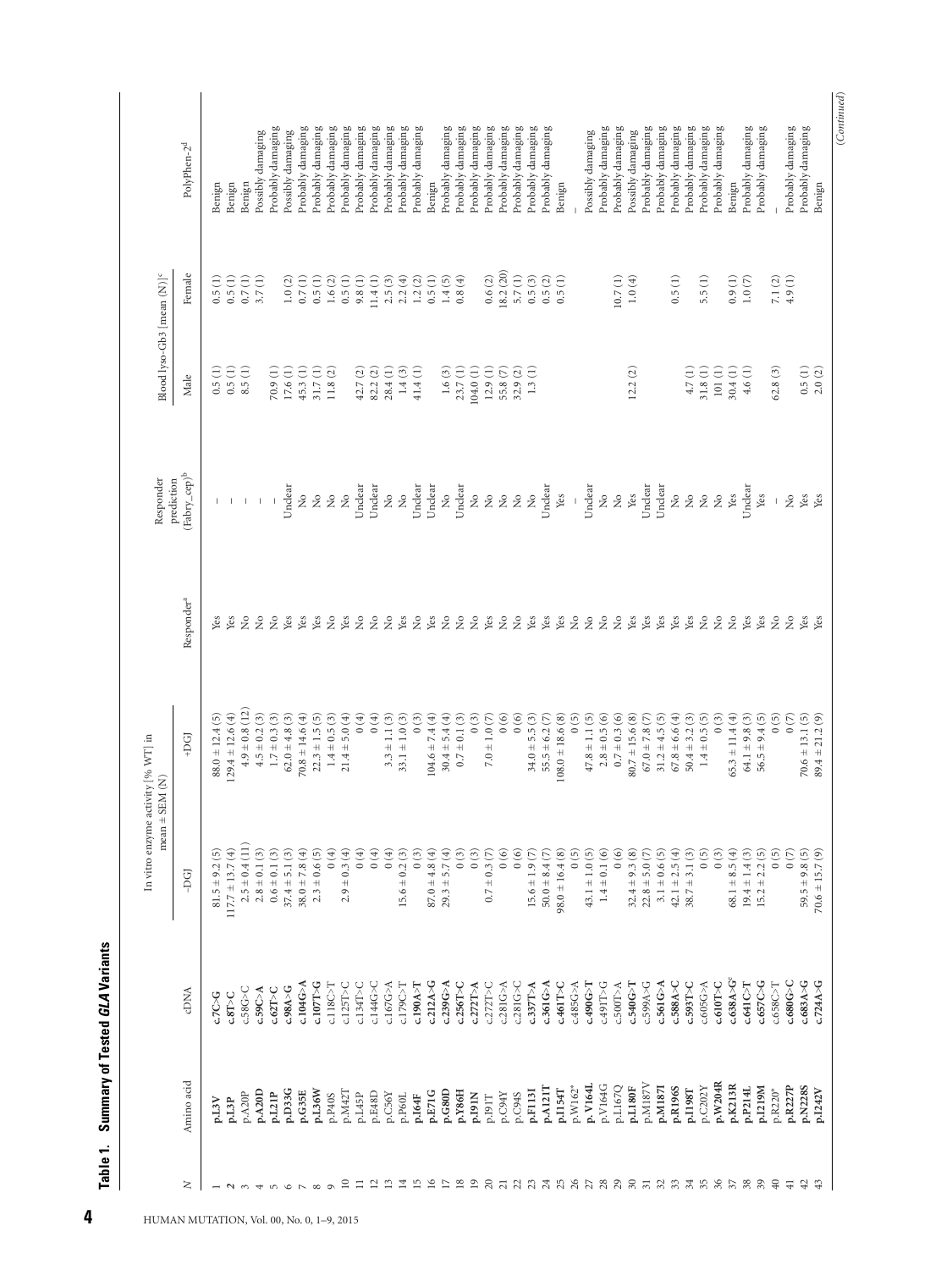**Table 1. Summary of Tested *GLA* Variants**

| N | Amino acid | cDNA | In vitro enzyme activity [% WT] in mean ± SEM (N) | | Responder[a] | Responder prediction (Fabry_cep)[b] | Blood lyso-Gb3 [mean (N)][c] | | PolyPhen-2[d] |
|---|---|---|---|---|---|---|---|---|---|
| | | | –DGJ | +DGJ | | | Male | Female | |
| 1 | **p.L3V** | **c.7C>G** | 81.5 ± 9.2 (5) | 88.0 ± 12.4 (5) | Yes | – | 0.5 (1) | 0.5 (1) | Benign |
| 2 | **p.L3P** | **c.8T>C** | 117.7 ± 13.7 (4) | 129.4 ± 12.6 (4) | Yes | – | 0.5 (1) | 0.5 (1) | Benign |
| 3 | p.A20P | c.58G>C | 2.5 ± 0.4 (11) | 4.9 ± 0.8 (12) | No | – | 8.5 (1) | 0.7 (1) | Benign |
| 4 | **p.A20D** | **c.59C>A** | 2.8 ± 0.1 (3) | 4.5 ± 0.2 (3) | No | – | | 3.7 (1) | Possibly damaging |
| 5 | **p.L21P** | **c.62T>C** | 0.6 ± 0.1 (3) | 1.7 ± 0.3 (3) | No | – | 70.9 (1) | | Probably damaging |
| 6 | **p.D33G** | **c.98A>G** | 37.4 ± 5.1 (3) | 62.0 ± 4.8 (3) | Yes | Unclear | 17.6 (1) | 1.0 (2) | Possibly damaging |
| 7 | **p.G35E** | **c.104G>A** | 38.0 ± 7.8 (4) | 70.8 ± 14.6 (4) | Yes | No | 45.3 (1) | 0.7 (1) | Probably damaging |
| 8 | **p.L36W** | **c.107T>G** | 2.3 ± 0.6 (5) | 22.3 ± 1.5 (5) | Yes | No | 31.7 (1) | 0.5 (1) | Probably damaging |
| 9 | p.P40S | c.118C>T | 0 (4) | 1.4 ± 0.5 (3) | No | No | 11.8 (2) | 1.6 (2) | Probably damaging |
| 10 | p.M42T | c.125T>C | 2.9 ± 0.3 (4) | 21.4 ± 5.0 (4) | Yes | No | | 0.5 (1) | Probably damaging |
| 11 | p.L45P | c.134T>C | 0 (4) | 0 (4) | No | Unclear | 42.7 (2) | 9.8 (1) | Probably damaging |
| 12 | p.E48D | c.144G>C | 0 (4) | 0 (4) | No | Unclear | 82.2 (2) | 11.4 (1) | Probably damaging |
| 13 | p.C56Y | c.167G>A | 0 (4) | 3.3 ± 1.1 (3) | No | No | 28.4 (1) | 2.5 (3) | Probably damaging |
| 14 | p.P60L | c.179C>T | 15.6 ± 0.2 (3) | 33.1 ± 1.0 (3) | Yes | No | 1.4 (3) | 2.2 (4) | Probably damaging |
| 15 | **p.I64F** | **c.190A>T** | 0 (3) | 0 (3) | No | Unclear | 41.4 (1) | 1.2 (2) | Probably damaging |
| 16 | **p.E71G** | **c.212A>G** | 87.0 ± 4.8 (4) | 104.6 ± 7.4 (4) | Yes | Unclear | | 0.5 (1) | Benign |
| 17 | **p.G80D** | **c.239G>A** | 29.3 ± 5.7 (4) | 30.4 ± 5.4 (4) | No | No | 1.6 (3) | 1.4 (5) | Probably damaging |
| 18 | **p.Y86H** | **c.256T>C** | 0 (3) | 0.7 ± 0.1 (3) | No | Unclear | 23.7 (1) | 0.8 (4) | Probably damaging |
| 19 | **p.I91N** | **c.272T>A** | 0 (3) | 0 (3) | No | No | 104.0 (1) | | Probably damaging |
| 20 | p.I91T | c.272T>C | 0.7 ± 0.3 (7) | 7.0 ± 1.0 (7) | Yes | No | 12.9 (1) | 0.6 (2) | Probably damaging |
| 21 | p.C94Y | c.281G>A | 0 (6) | 0 (6) | No | No | 55.8 (7) | 18.2 (20) | Probably damaging |
| 22 | p.C94S | c.281G>C | 0 (6) | 0 (6) | No | No | 32.9 (2) | 5.7 (1) | Probably damaging |
| 23 | **p.F113I** | **c.337T>A** | 15.6 ± 1.9 (7) | 34.0 ± 5.5 (3) | Yes | No | 1.3 (1) | 0.5 (3) | Probably damaging |
| 24 | **p.A121T** | **c.361G>A** | 50.0 ± 8.4 (7) | 55.5 ± 6.2 (7) | Yes | Unclear | | 0.5 (2) | Probably damaging |
| 25 | **p.I154T** | **c.461T>C** | 98.0 ± 16.4 (8) | 108.0 ± 18.6 (8) | Yes | Yes | | 0.5 (1) | Benign |
| 26 | p.W162* | c.485G>A | 0 (5) | 0 (5) | No | – | | | – |
| 27 | **p.V164L** | **c.490G>T** | 43.1 ± 1.0 (5) | 47.8 ± 1.1 (5) | No | Unclear | | | Possibly damaging |
| 28 | p.V164G | c.491T>G | 1.4 ± 0.1 (6) | 2.8 ± 0.5 (6) | No | No | | | Probably damaging |
| 29 | p.L167Q | c.500T>A | 0 (6) | 0.7 ± 0.3 (6) | No | No | | 10.7 (1) | Probably damaging |
| 30 | **p.L180F** | **c.540G>T** | 32.4 ± 9.3 (8) | 80.7 ± 15.6 (8) | Yes | Yes | 12.2 (2) | 1.0 (4) | Possibly damaging |
| 31 | p.M187V | c.599A>G | 22.8 ± 5.0 (7) | 67.0 ± 7.8 (7) | Yes | Unclear | | | Probably damaging |
| 32 | **p.M187I** | **c.561G>A** | 3.1 ± 0.6 (5) | 31.2 ± 4.5 (5) | Yes | Unclear | | | Probably damaging |
| 33 | **p.R196S** | **c.588A>C** | 42.1 ± 2.5 (4) | 67.8 ± 6.6 (4) | Yes | No | | 0.5 (1) | Probably damaging |
| 34 | **p.I198T** | **c.593T>C** | 38.7 ± 3.1 (3) | 50.4 ± 3.2 (3) | Yes | No | 4.7 (1) | | Probably damaging |
| 35 | p.C202Y | c.605G>A | 0 (5) | 1.4 ± 0.5 (5) | No | No | 31.8 (1) | 5.5 (1) | Probably damaging |
| 36 | **p.W204R** | **c.610T>C** | 0 (3) | 0 (3) | No | No | 101 (1) | | Probably damaging |
| 37 | **p.K213R** | **c.638A>G**[e] | 68.1 ± 8.5 (4) | 65.3 ± 11.4 (4) | No | Yes | 30.4 (1) | 0.9 (1) | Benign |
| 38 | **p.P214L** | **c.641C>T** | 19.4 ± 1.4 (3) | 64.1 ± 9.8 (3) | Yes | Unclear | 4.6 (1) | 1.0 (7) | Probably damaging |
| 39 | **p.I219M** | **c.657C>G** | 15.2 ± 2.2 (5) | 56.5 ± 9.4 (5) | Yes | Yes | | | Probably damaging |
| 40 | p.R220* | c.658C>T | 0 (5) | 0 (5) | No | – | 62.8 (3) | 7.1 (2) | – |
| 41 | **p.R227P** | **c.680G>C** | 0 (7) | 0 (7) | No | No | | 4.9 (1) | Probably damaging |
| 42 | **p.N228S** | **c.683A>G** | 59.5 ± 9.8 (5) | 70.6 ± 13.1 (5) | Yes | Yes | 0.5 (1) | | Probably damaging |
| 43 | **p.I242V** | **c.724A>G** | 70.6 ± 15.7 (9) | 89.4 ± 21.2 (9) | Yes | Yes | 2.0 (2) | | Benign |

(*Continued*)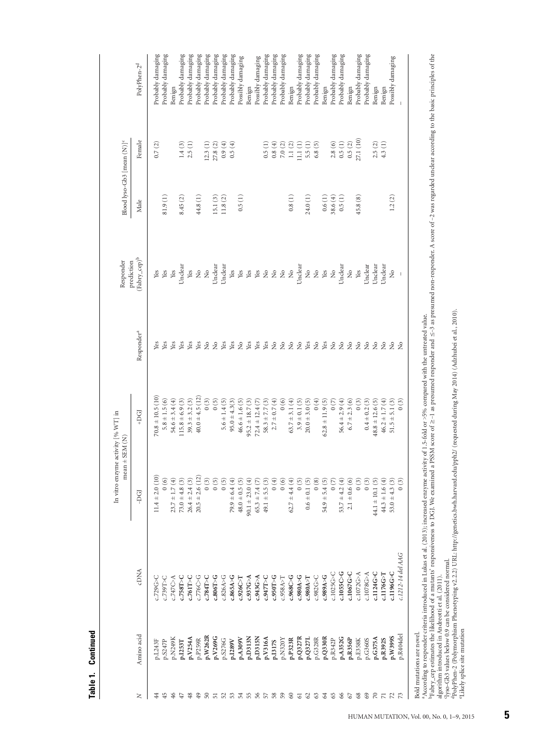**Table 1. Continued**

| N | Amino acid | cDNA | In vitro enzyme activity [% WT] in mean ± SEM (N) | | Responder[a] | Responder prediction (Fabry_cep)[b] | Blood lyso-Gb3 [mean (N)][c] | | PolyPhen-2[d] |
|---|---|---|---|---|---|---|---|---|---|
| | | | –DGJ | +DGJ | | | Male | Female | |
| 44 | p.L243F | c.729G>C | 11.4 ± 2.0 (10) | 70.8 ± 10.5 (10) | Yes | Yes | | 0.7 (2) | Probably damaging |
| 45 | p.S247P | c.739T>C | 0 (6) | 5.8 ± 1.5 (6) | Yes | Yes | 81.9 (1) | | Probably damaging |
| 46 | p.N249K | c.747C>A | 23.7 ± 1.7 (4) | 54.6 ± 3.4 (4) | Yes | Yes | | | Benign |
| 47 | **p.I253T** | **c.758T>C** | 73.0 ± 4.8 (3) | 115.8 ± 6.9 (3) | Yes | Unclear | 8.45 (2) | 1.4 (3) | Probably damaging |
| 48 | **p.V254A** | **c.761T>C** | 26.4 ± 2.4 (3) | 39.3 ± 3.2 (3) | Yes | Yes | | 2.5 (1) | Probably damaging |
| 49 | p.P259R | c.776C>G | 20.5 ± 2.6 (12) | 40.0 ± 4.5 (12) | Yes | No | 44.8 (1) | | Probably damaging |
| 50 | **p.W262R** | **c.784T>C** | 0 (3) | 0 (3) | No | No | | 12.3 (1) | Probably damaging |
| 51 | **p.V269G** | **c.806T>G** | 0 (5) | 0 (5) | No | Unclear | 15.1 (3) | 27.8 (2) | Probably damaging |
| 52 | p.S276G | c.826A>G | 0 (5) | 5.6 ± 1.4 (5) | Yes | Unclear | 11.8 (2) | 0.9 (4) | Probably damaging |
| 53 | **p.I289V** | **c.865A>G** | 79.9 ± 6.4 (4) | 95.0 ± 4.3 (3) | Yes | Yes | | 0.5 (4) | Probably damaging |
| 54 | **p.A309V** | **c.926C>T** | 48.0 ± 0.5 (5) | 46.6 ± 1.6 (5) | No | Yes | 0.5 (1) | | Possibly damaging |
| 55 | **p.D313N** | **c.937G>A** | 90.1 ± 23.0 (4) | 95.2 ± 18.7 (3) | Yes | Yes | | | Benign |
| 56 | **p.D315N** | **c.943G>A** | 65.3 ± 7.4 (7) | 72.4 ± 12.4 (7) | Yes | Yes | | | Possibly damaging |
| 57 | **p.V316A** | **c.947T>C** | 49.1 ± 5.5 (3) | 58.3 ± 7.7 (3) | Yes | No | | 0.5 (1) | Probably damaging |
| 58 | **p.I317S** | **c.950T>G** | 0 (4) | 2.7 ± 0.7 (4) | No | No | | 0.8 (4) | Probably damaging |
| 59 | p.N320Y | c.958A>T | 0 (6) | 0 (6) | No | No | | 7.0 (2) | Probably damaging |
| 60 | **p.P323R** | **c.968C>G** | 62.7 ± 4.4 (4) | 63.7 ± 3.1 (4) | No | No | 0.8 (1) | 1.1 (2) | Benign |
| 61 | **p.Q327R** | **c.980A>G** | 0 (5) | 3.9 ± 0.1 (5) | No | Unclear | | 11.1 (1) | Probably damaging |
| 62 | **p.Q327L** | **c.980A>T** | 0.6 ± 0.1 (5) | 20.0 ± 3.0 (5) | Yes | No | 24.0 (1) | 5.5 (1) | Probably damaging |
| 63 | p.G328R | c.982G>C | 0 (8) | 0 (4) | No | No | | 6.8 (5) | Probably damaging |
| 64 | **p.Q330R** | **c.989A>G** | 54.9 ± 5.4 (5) | 62.8 ± 11.9 (5) | Yes | Yes | 0.6 (1) | | Benign |
| 65 | p.R342P | c.1025G>C | 0 (7) | 0 (7) | No | No | 38.6 (4) | 2.8 (6) | Probably damaging |
| 66 | **p.A352G** | **c.1055C>G** | 53.7 ± 4.2 (4) | 56.4 ± 2.9 (4) | No | Unclear | 0.5 (1) | 0.5 (1) | Probably damaging |
| 67 | **p.R356P** | **c.1067G>C** | 2.1 ± 0.6 (6) | 6.7 ± 2.3 (6) | No | No | | 0.5 (2) | Benign |
| 68 | p.E358K | c.1072G>A | 0 (3) | 0 (3) | No | Yes | 45.8 (8) | 27.1 (10) | Probably damaging |
| 69 | p.G360S | c.1078G>A | 0 (3) | 0.4 ± 0.2 (3) | No | Unclear | | | Probably damaging |
| 70 | **p.G375A** | **c.1124G>C** | 44.1 ± 10.1 (5) | 48.8 ± 12.6 (5) | No | Unclear | | 2.5 (2) | Benign |
| 71 | **p.R392S** | **c.1176G>T** | 44.3 ± 1.6 (4) | 46.2 ± 1.7 (4) | No | Unclear | | 4.3 (1) | Benign |
| 72 | **p.W399S** | **c.1196G>C** | 53.0 ± 4.3 (3) | 51.5 ± 5.1 (3) | No | No | 1.2 (2) | | Possibly damaging |
| 73 | p.R404del | *c.1212-14 del AAG* | 0 (3) | 0 (3) | No | – | | | – |

Bold mutations are novel.
[a]According to responder criteria introduced in Lukas et al. (2013): increased enzyme activity of 1.5-fold or >5% compared with the untreated value.
[b]Fabry_cep estimates the likelihood of a mutants' responsiveness to DGJ. We examined a PSSM score of ≥–1 as presumed responder and ≤–3 as presumed non-responder. A score of –2 was regarded unclear according to the basic principles of the algorithm introduced in Andreotti et al. (2011).
[c]lyso-Gb3 values below 0.9 can be considered normal.
[d]PolyPhen-2 (Polymorphism Phenotyping v2.2.2) URL: http://genetics.bwh.harvard.edu/pph2/ (requested during May 2014) (Adzhubei et al., 2010).
[e]Likely splice site mutation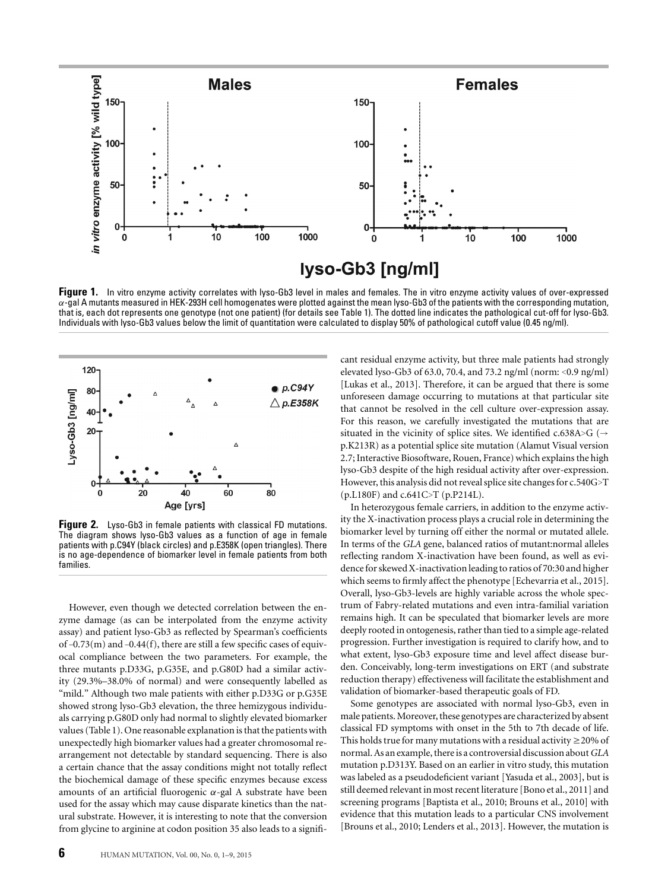**Figure 1.** In vitro enzyme activity correlates with lyso-Gb3 level in males and females. The in vitro enzyme activity values of over-expressed $\alpha$-gal A mutants measured in HEK-293H cell homogenates were plotted against the mean lyso-Gb3 of the patients with the corresponding mutation, that is, each dot represents one genotype (not one patient) (for details see Table 1). The dotted line indicates the pathological cut-off for lyso-Gb3. Individuals with lyso-Gb3 values below the limit of quantitation were calculated to display 50% of pathological cutoff value (0.45 ng/ml).

**Figure 2.** Lyso-Gb3 in female patients with classical FD mutations. The diagram shows lyso-Gb3 values as a function of age in female patients with p.C94Y (black circles) and p.E358K (open triangles). There is no age-dependence of biomarker level in female patients from both families.

However, even though we detected correlation between the enzyme damage (as can be interpolated from the enzyme activity assay) and patient lyso-Gb3 as reflected by Spearman's coefficients of –0.73(m) and –0.44(f), there are still a few specific cases of equivocal compliance between the two parameters. For example, the three mutants p.D33G, p.G35E, and p.G80D had a similar activity (29.3%–38.0% of normal) and were consequently labelled as "mild." Although two male patients with either p.D33G or p.G35E showed strong lyso-Gb3 elevation, the three hemizygous individuals carrying p.G80D only had normal to slightly elevated biomarker values (Table 1). One reasonable explanation is that the patients with unexpectedly high biomarker values had a greater chromosomal rearrangement not detectable by standard sequencing. There is also a certain chance that the assay conditions might not totally reflect the biochemical damage of these specific enzymes because excess amounts of an artificial fluorogenic $\alpha$-gal A substrate have been used for the assay which may cause disparate kinetics than the natural substrate. However, it is interesting to note that the conversion from glycine to arginine at codon position 35 also leads to a significant residual enzyme activity, but three male patients had strongly elevated lyso-Gb3 of 63.0, 70.4, and 73.2 ng/ml (norm: <0.9 ng/ml) [Lukas et al., 2013]. Therefore, it can be argued that there is some unforeseen damage occurring to mutations at that particular site that cannot be resolved in the cell culture over-expression assay. For this reason, we carefully investigated the mutations that are situated in the vicinity of splice sites. We identified c.638A>G (→ p.K213R) as a potential splice site mutation (Alamut Visual version 2.7; Interactive Biosoftware, Rouen, France) which explains the high lyso-Gb3 despite of the high residual activity after over-expression. However, this analysis did not reveal splice site changes for c.540G>T (p.L180F) and c.641C>T (p.P214L).

In heterozygous female carriers, in addition to the enzyme activity the X-inactivation process plays a crucial role in determining the biomarker level by turning off either the normal or mutated allele. In terms of the *GLA* gene, balanced ratios of mutant:normal alleles reflecting random X-inactivation have been found, as well as evidence for skewed X-inactivation leading to ratios of 70:30 and higher which seems to firmly affect the phenotype [Echevarria et al., 2015]. Overall, lyso-Gb3-levels are highly variable across the whole spectrum of Fabry-related mutations and even intra-familial variation remains high. It can be speculated that biomarker levels are more deeply rooted in ontogenesis, rather than tied to a simple age-related progression. Further investigation is required to clarify how, and to what extent, lyso-Gb3 exposure time and level affect disease burden. Conceivably, long-term investigations on ERT (and substrate reduction therapy) effectiveness will facilitate the establishment and validation of biomarker-based therapeutic goals of FD.

Some genotypes are associated with normal lyso-Gb3, even in male patients. Moreover, these genotypes are characterized by absent classical FD symptoms with onset in the 5th to 7th decade of life. This holds true for many mutations with a residual activity ≥20% of normal. As an example, there is a controversial discussion about *GLA* mutation p.D313Y. Based on an earlier in vitro study, this mutation was labeled as a pseudodeficient variant [Yasuda et al., 2003], but is still deemed relevant in most recent literature [Bono et al., 2011] and screening programs [Baptista et al., 2010; Brouns et al., 2010] with evidence that this mutation leads to a particular CNS involvement [Brouns et al., 2010; Lenders et al., 2013]. However, the mutation is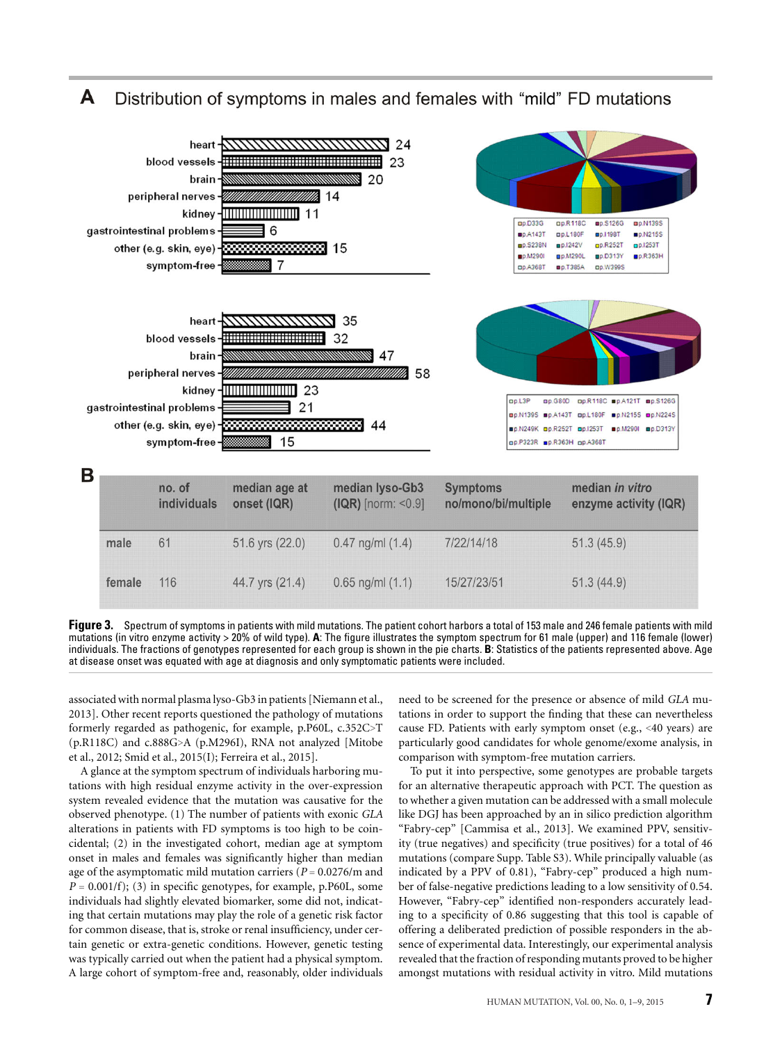**A** Distribution of symptoms in males and females with "mild" FD mutations

| | male | female |
|---|---|---|
| heart | 24 | 35 |
| blood vessels | 23 | 32 |
| brain | 20 | 47 |
| peripheral nerves | 14 | 58 |
| kidney | 11 | 23 |
| gastrointestinal problems | 6 | 21 |
| other (e.g. skin, eye) | 15 | 44 |
| symptom-free | 7 | 15 |

Male genotypes: p.D33G, p.R118C, p.S126G, p.N139S, p.A143T, p.L180F, p.I198T, p.N215S, p.S238N, p.I242V, p.R252T, p.I253T, p.M290I, p.M290L, p.D313Y, p.R363H, p.A368T, p.T385A, p.W399S

Female genotypes: p.L3P, p.G80D, p.R118C, p.A121T, p.S126G, p.N139S, p.A143T, p.L180F, p.N215S, p.N224S, p.N249K, p.R252T, p.I253T, p.M290I, p.D313Y, p.P323R, p.R363H, p.A368T

**B**

| | no. of individuals | median age at onset (IQR) | median lyso-Gb3 (IQR) [norm: <0.9] | Symptoms no/mono/bi/multiple | median *in vitro* enzyme activity (IQR) |
|---|---|---|---|---|---|
| male | 61 | 51.6 yrs (22.0) | 0.47 ng/ml (1.4) | 7/22/14/18 | 51.3 (45.9) |
| female | 116 | 44.7 yrs (21.4) | 0.65 ng/ml (1.1) | 15/27/23/51 | 51.3 (44.9) |

**Figure 3.** Spectrum of symptoms in patients with mild mutations. The patient cohort harbors a total of 153 male and 246 female patients with mild mutations (in vitro enzyme activity > 20% of wild type). **A**: The figure illustrates the symptom spectrum for 61 male (upper) and 116 female (lower) individuals. The fractions of genotypes represented for each group is shown in the pie charts. **B**: Statistics of the patients represented above. Age at disease onset was equated with age at diagnosis and only symptomatic patients were included.

associated with normal plasma lyso-Gb3 in patients [Niemann et al., 2013]. Other recent reports questioned the pathology of mutations formerly regarded as pathogenic, for example, p.P60L, c.352C>T (p.R118C) and c.888G>A (p.M296I), RNA not analyzed [Mitobe et al., 2012; Smid et al., 2015(I); Ferreira et al., 2015].

A glance at the symptom spectrum of individuals harboring mutations with high residual enzyme activity in the over-expression system revealed evidence that the mutation was causative for the observed phenotype. (1) The number of patients with exonic *GLA* alterations in patients with FD symptoms is too high to be coincidental; (2) in the investigated cohort, median age at symptom onset in males and females was significantly higher than median age of the asymptomatic mild mutation carriers ($P = 0.0276$/m and $P = 0.001$/f); (3) in specific genotypes, for example, p.P60L, some individuals had slightly elevated biomarker, some did not, indicating that certain mutations may play the role of a genetic risk factor for common disease, that is, stroke or renal insufficiency, under certain genetic or extra-genetic conditions. However, genetic testing was typically carried out when the patient had a physical symptom. A large cohort of symptom-free and, reasonably, older individuals need to be screened for the presence or absence of mild *GLA* mutations in order to support the finding that these can nevertheless cause FD. Patients with early symptom onset (e.g., <40 years) are particularly good candidates for whole genome/exome analysis, in comparison with symptom-free mutation carriers.

To put it into perspective, some genotypes are probable targets for an alternative therapeutic approach with PCT. The question as to whether a given mutation can be addressed with a small molecule like DGJ has been approached by an in silico prediction algorithm "Fabry-cep" [Cammisa et al., 2013]. We examined PPV, sensitivity (true negatives) and specificity (true positives) for a total of 46 mutations (compare Supp. Table S3). While principally valuable (as indicated by a PPV of 0.81), "Fabry-cep" produced a high number of false-negative predictions leading to a low sensitivity of 0.54. However, "Fabry-cep" identified non-responders accurately leading to a specificity of 0.86 suggesting that this tool is capable of offering a deliberated prediction of possible responders in the absence of experimental data. Interestingly, our experimental analysis revealed that the fraction of responding mutants proved to be higher amongst mutations with residual activity in vitro. Mild mutations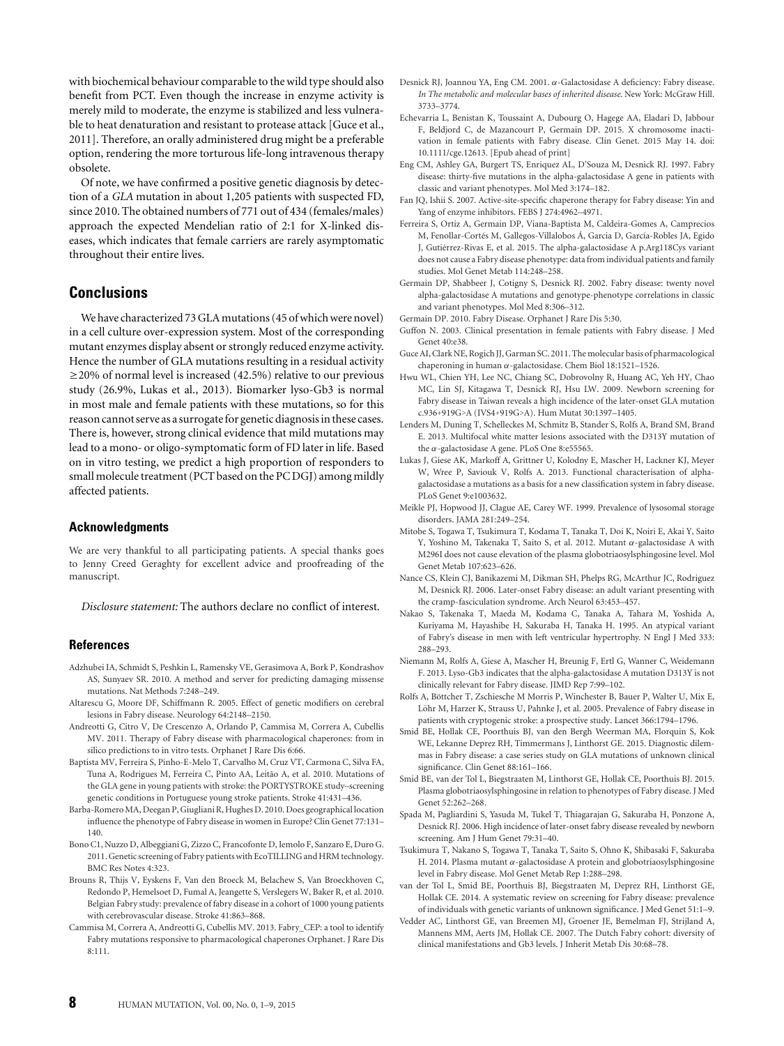with biochemical behaviour comparable to the wild type should also benefit from PCT. Even though the increase in enzyme activity is merely mild to moderate, the enzyme is stabilized and less vulnerable to heat denaturation and resistant to protease attack [Guce et al., 2011]. Therefore, an orally administered drug might be a preferable option, rendering the more torturous life-long intravenous therapy obsolete.

Of note, we have confirmed a positive genetic diagnosis by detection of a *GLA* mutation in about 1,205 patients with suspected FD, since 2010. The obtained numbers of 771 out of 434 (females/males) approach the expected Mendelian ratio of 2:1 for X-linked diseases, which indicates that female carriers are rarely asymptomatic throughout their entire lives.

## Conclusions

We have characterized 73 GLA mutations (45 of which were novel) in a cell culture over-expression system. Most of the corresponding mutant enzymes display absent or strongly reduced enzyme activity. Hence the number of GLA mutations resulting in a residual activity $\geq$20% of normal level is increased (42.5%) relative to our previous study (26.9%, Lukas et al., 2013). Biomarker lyso-Gb3 is normal in most male and female patients with these mutations, so for this reason cannot serve as a surrogate for genetic diagnosis in these cases. There is, however, strong clinical evidence that mild mutations may lead to a mono- or oligo-symptomatic form of FD later in life. Based on in vitro testing, we predict a high proportion of responders to small molecule treatment (PCT based on the PC DGJ) among mildly affected patients.

### Acknowledgments

We are very thankful to all participating patients. A special thanks goes to Jenny Creed Geraghty for excellent advice and proofreading of the manuscript.

*Disclosure statement:* The authors declare no conflict of interest.

### References

Adzhubei IA, Schmidt S, Peshkin L, Ramensky VE, Gerasimova A, Bork P, Kondrashov AS, Sunyaev SR. 2010. A method and server for predicting damaging missense mutations. Nat Methods 7:248–249.

Altarescu G, Moore DF, Schiffmann R. 2005. Effect of genetic modifiers on cerebral lesions in Fabry disease. Neurology 64:2148–2150.

Andreotti G, Citro V, De Crescenzo A, Orlando P, Cammisa M, Correra A, Cubellis MV. 2011. Therapy of Fabry disease with pharmacological chaperones: from in silico predictions to in vitro tests. Orphanet J Rare Dis 6:66.

Baptista MV, Ferreira S, Pinho-E-Melo T, Carvalho M, Cruz VT, Carmona C, Silva FA, Tuna A, Rodrigues M, Ferreira C, Pinto AA, Leitão A, et al. 2010. Mutations of the GLA gene in young patients with stroke: the PORTYSTROKE study–screening genetic conditions in Portuguese young stroke patients. Stroke 41:431–436.

Barba-Romero MA, Deegan P, Giugliani R, Hughes D. 2010. Does geographical location influence the phenotype of Fabry disease in women in Europe? Clin Genet 77:131–140.

Bono C1, Nuzzo D, Albeggiani G, Zizzo C, Francofonte D, Iemolo F, Sanzaro E, Duro G. 2011. Genetic screening of Fabry patients with EcoTILLING and HRM technology. BMC Res Notes 4:323.

Brouns R, Thijs V, Eyskens F, Van den Broeck M, Belachew S, Van Broeckhoven C, Redondo P, Hemelsoet D, Fumal A, Jeangette S, Verslegers W, Baker R, et al. 2010. Belgian Fabry study: prevalence of fabry disease in a cohort of 1000 young patients with cerebrovascular disease. Stroke 41:863–868.

Cammisa M, Correra A, Andreotti G, Cubellis MV. 2013. Fabry_CEP: a tool to identify Fabry mutations responsive to pharmacological chaperones Orphanet. J Rare Dis 8:111.

Desnick RJ, Joannou YA, Eng CM. 2001. α-Galactosidase A deficiency: Fabry disease. *In The metabolic and molecular bases of inherited disease.* New York: McGraw Hill. 3733–3774.

Echevarria L, Benistan K, Toussaint A, Dubourg O, Hagege AA, Eladari D, Jabbour F, Beldjord C, de Mazancourt P, Germain DP. 2015. X chromosome inactivation in female patients with Fabry disease. Clin Genet. 2015 May 14. doi: 10.1111/cge.12613. [Epub ahead of print]

Eng CM, Ashley GA, Burgert TS, Enriquez AL, D'Souza M, Desnick RJ. 1997. Fabry disease: thirty-five mutations in the alpha-galactosidase A gene in patients with classic and variant phenotypes. Mol Med 3:174–182.

Fan JQ, Ishii S. 2007. Active-site-specific chaperone therapy for Fabry disease: Yin and Yang of enzyme inhibitors. FEBS J 274:4962–4971.

Ferreira S, Ortiz A, Germain DP, Viana-Baptista M, Caldeira-Gomes A, Camprecios M, Fenollar-Cortés M, Gallegos-Villalobos Á, Garcia D, García-Robles JA, Egido J, Gutiérrez-Rivas E, et al. 2015. The alpha-galactosidase A p.Arg118Cys variant does not cause a Fabry disease phenotype: data from individual patients and family studies. Mol Genet Metab 114:248–258.

Germain DP, Shabbeer J, Cotigny S, Desnick RJ. 2002. Fabry disease: twenty novel alpha-galactosidase A mutations and genotype-phenotype correlations in classic and variant phenotypes. Mol Med 8:306–312.

Germain DP. 2010. Fabry Disease. Orphanet J Rare Dis 5:30.

Guffon N. 2003. Clinical presentation in female patients with Fabry disease. J Med Genet 40:e38.

Guce AI, Clark NE, Rogich JJ, Garman SC. 2011. The molecular basis of pharmacological chaperoning in human α-galactosidase. Chem Biol 18:1521–1526.

Hwu WL, Chien YH, Lee NC, Chiang SC, Dobrovolny R, Huang AC, Yeh HY, Chao MC, Lin SJ, Kitagawa T, Desnick RJ, Hsu LW. 2009. Newborn screening for Fabry disease in Taiwan reveals a high incidence of the later-onset GLA mutation c.936+919G>A (IVS4+919G>A). Hum Mutat 30:1397–1405.

Lenders M, Duning T, Schelleckes M, Schmitz B, Stander S, Rolfs A, Brand SM, Brand E. 2013. Multifocal white matter lesions associated with the D313Y mutation of the α-galactosidase A gene. PLoS One 8:e55565.

Lukas J, Giese AK, Markoff A, Grittner U, Kolodny E, Mascher H, Lackner KJ, Meyer W, Wree P, Saviouk V, Rolfs A. 2013. Functional characterisation of alpha-galactosidase a mutations as a basis for a new classification system in fabry disease. PLoS Genet 9:e1003632.

Meikle PJ, Hopwood JJ, Clague AE, Carey WF. 1999. Prevalence of lysosomal storage disorders. JAMA 281:249–254.

Mitobe S, Togawa T, Tsukimura T, Kodama T, Tanaka T, Doi K, Noiri E, Akai Y, Saito Y, Yoshino M, Takenaka T, Saito S, et al. 2012. Mutant α-galactosidase A with M296I does not cause elevation of the plasma globotriaosylsphingosine level. Mol Genet Metab 107:623–626.

Nance CS, Klein CJ, Banikazemi M, Dikman SH, Phelps RG, McArthur JC, Rodriguez M, Desnick RJ. 2006. Later-onset Fabry disease: an adult variant presenting with the cramp-fasciculation syndrome. Arch Neurol 63:453–457.

Nakao S, Takenaka T, Maeda M, Kodama C, Tanaka A, Tahara M, Yoshida A, Kuriyama M, Hayashibe H, Sakuraba H, Tanaka H. 1995. An atypical variant of Fabry's disease in men with left ventricular hypertrophy. N Engl J Med 333: 288–293.

Niemann M, Rolfs A, Giese A, Mascher H, Breunig F, Ertl G, Wanner C, Weidemann F. 2013. Lyso-Gb3 indicates that the alpha-galactosidase A mutation D313Y is not clinically relevant for Fabry disease. JIMD Rep 7:99–102.

Rolfs A, Böttcher T, Zschiesche M Morris P, Winchester B, Bauer P, Walter U, Mix E, Löhr M, Harzer K, Strauss U, Pahnke J, et al. 2005. Prevalence of Fabry disease in patients with cryptogenic stroke: a prospective study. Lancet 366:1794–1796.

Smid BE, Hollak CE, Poorthuis BJ, van den Bergh Weerman MA, Florquin S, Kok WE, Lekanne Deprez RH, Timmermans J, Linthorst GE. 2015. Diagnostic dilemmas in Fabry disease: a case series study on GLA mutations of unknown clinical significance. Clin Genet 88:161–166.

Smid BE, van der Tol L, Biegstraaten M, Linthorst GE, Hollak CE, Poorthuis BJ. 2015. Plasma globotriaosylsphingosine in relation to phenotypes of Fabry disease. J Med Genet 52:262–268.

Spada M, Pagliardini S, Yasuda M, Tukel T, Thiagarajan G, Sakuraba H, Ponzone A, Desnick RJ. 2006. High incidence of later-onset fabry disease revealed by newborn screening. Am J Hum Genet 79:31–40.

Tsukimura T, Nakano S, Togawa T, Tanaka T, Saito S, Ohno K, Shibasaki F, Sakuraba H. 2014. Plasma mutant α-galactosidase A protein and globotriaosylsphingosine level in Fabry disease. Mol Genet Metab Rep 1:288–298.

van der Tol L, Smid BE, Poorthuis BJ, Biegstraaten M, Deprez RH, Linthorst GE, Hollak CE. 2014. A systematic review on screening for Fabry disease: prevalence of individuals with genetic variants of unknown significance. J Med Genet 51:1–9.

Vedder AC, Linthorst GE, van Breemen MJ, Groener JE, Bemelman FJ, Strijland A, Mannens MM, Aerts JM, Hollak CE. 2007. The Dutch Fabry cohort: diversity of clinical manifestations and Gb3 levels. J Inherit Metab Dis 30:68–78.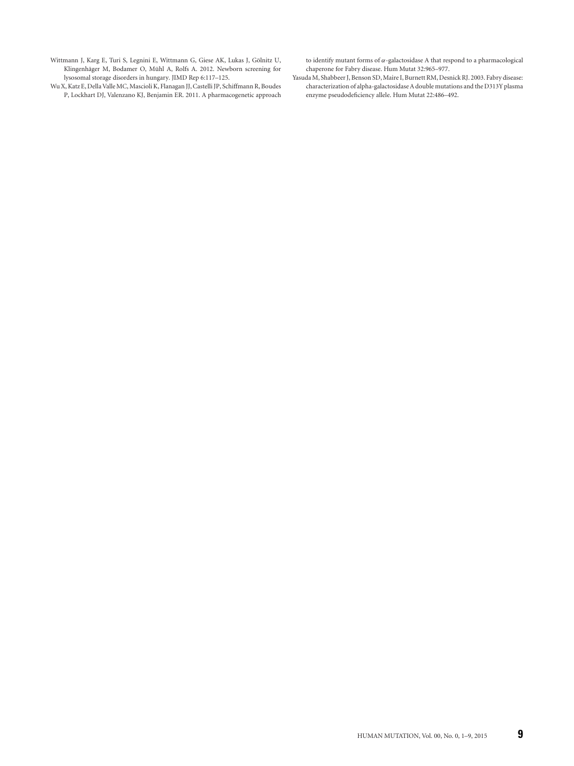Wittmann J, Karg E, Turi S, Legnini E, Wittmann G, Giese AK, Lukas J, Gölnitz U, Klingenhäger M, Bodamer O, Mühl A, Rolfs A. 2012. Newborn screening for lysosomal storage disorders in hungary. JIMD Rep 6:117–125.

Wu X, Katz E, Della Valle MC, Mascioli K, Flanagan JJ, Castelli JP, Schiffmann R, Boudes P, Lockhart DJ, Valenzano KJ, Benjamin ER. 2011. A pharmacogenetic approach to identify mutant forms of $\alpha$-galactosidase A that respond to a pharmacological chaperone for Fabry disease. Hum Mutat 32:965–977.

Yasuda M, Shabbeer J, Benson SD, Maire I, Burnett RM, Desnick RJ. 2003. Fabry disease: characterization of alpha-galactosidase A double mutations and the D313Y plasma enzyme pseudodeficiency allele. Hum Mutat 22:486–492.